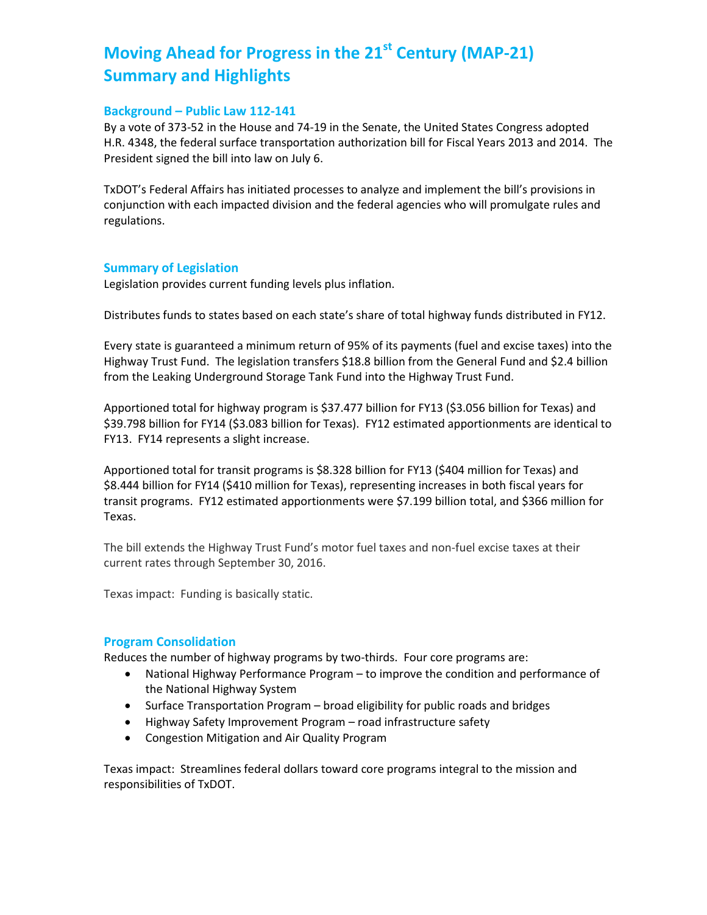# Moving Ahead for Progress in the 21st Century (MAP-21) Summary and Highlights

## Background – Public Law 112-141

By a vote of 373-52 in the House and 74-19 in the Senate, the United States Congress adopted H.R. 4348, the federal surface transportation authorization bill for Fiscal Years 2013 and 2014. The President signed the bill into law on July 6.

TxDOT's Federal Affairs has initiated processes to analyze and implement the bill's provisions in conjunction with each impacted division and the federal agencies who will promulgate rules and regulations.

## Summary of Legislation

Legislation provides current funding levels plus inflation.

Distributes funds to states based on each state's share of total highway funds distributed in FY12.

Every state is guaranteed a minimum return of 95% of its payments (fuel and excise taxes) into the Highway Trust Fund. The legislation transfers $18.8 billion from the General Fund and $2.4 billion from the Leaking Underground Storage Tank Fund into the Highway Trust Fund.

Apportioned total for highway program is $37.477 billion for FY13 ($3.056 billion for Texas) and $39.798 billion for FY14 ($3.083 billion for Texas). FY12 estimated apportionments are identical to FY13. FY14 represents a slight increase.

Apportioned total for transit programs is $8.328 billion for FY13 ($404 million for Texas) and $8.444 billion for FY14 ($410 million for Texas), representing increases in both fiscal years for transit programs. FY12 estimated apportionments were $7.199 billion total, and $366 million for Texas.

The bill extends the Highway Trust Fund's motor fuel taxes and non-fuel excise taxes at their current rates through September 30, 2016.

Texas impact: Funding is basically static.

## Program Consolidation

Reduces the number of highway programs by two-thirds. Four core programs are:

- National Highway Performance Program – to improve the condition and performance of the National Highway System
- Surface Transportation Program – broad eligibility for public roads and bridges
- Highway Safety Improvement Program – road infrastructure safety
- Congestion Mitigation and Air Quality Program

Texas impact: Streamlines federal dollars toward core programs integral to the mission and responsibilities of TxDOT.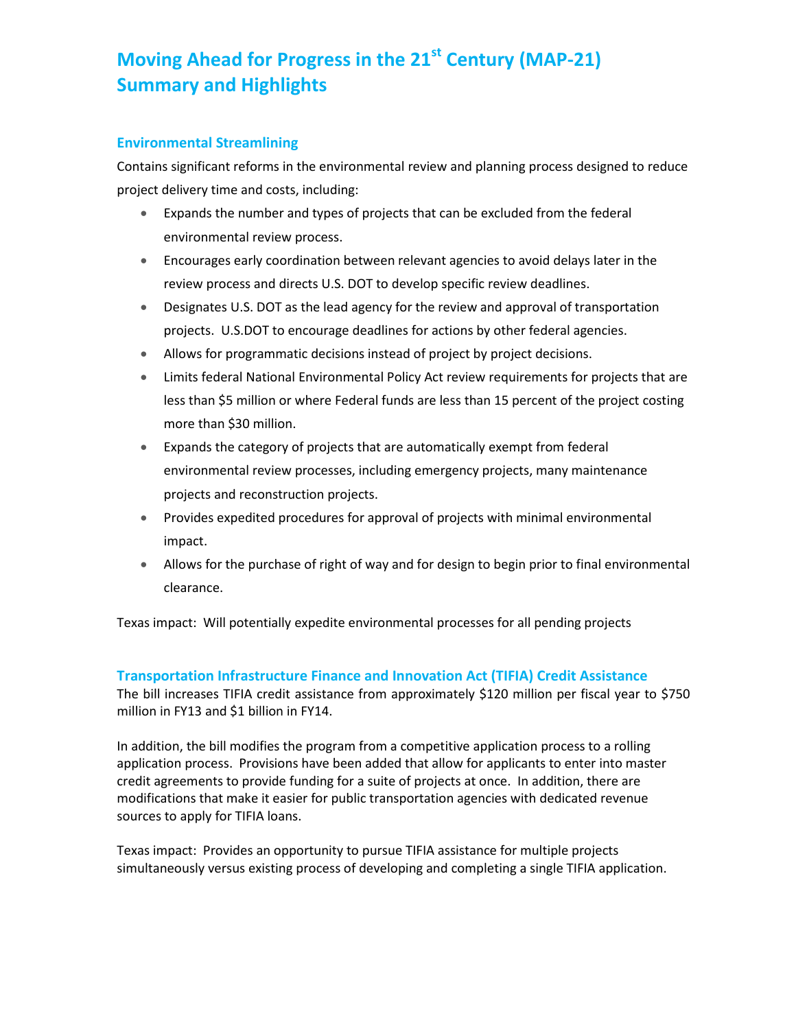# Moving Ahead for Progress in the 21st Century (MAP-21) Summary and Highlights

## Environmental Streamlining

Contains significant reforms in the environmental review and planning process designed to reduce project delivery time and costs, including:

- Expands the number and types of projects that can be excluded from the federal environmental review process.
- Encourages early coordination between relevant agencies to avoid delays later in the review process and directs U.S. DOT to develop specific review deadlines.
- Designates U.S. DOT as the lead agency for the review and approval of transportation projects. U.S.DOT to encourage deadlines for actions by other federal agencies.
- Allows for programmatic decisions instead of project by project decisions.
- Limits federal National Environmental Policy Act review requirements for projects that are less than $5 million or where Federal funds are less than 15 percent of the project costing more than $30 million.
- Expands the category of projects that are automatically exempt from federal environmental review processes, including emergency projects, many maintenance projects and reconstruction projects.
- Provides expedited procedures for approval of projects with minimal environmental impact.
- Allows for the purchase of right of way and for design to begin prior to final environmental clearance.

Texas impact: Will potentially expedite environmental processes for all pending projects

## Transportation Infrastructure Finance and Innovation Act (TIFIA) Credit Assistance

The bill increases TIFIA credit assistance from approximately $120 million per fiscal year to $750 million in FY13 and $1 billion in FY14.

In addition, the bill modifies the program from a competitive application process to a rolling application process. Provisions have been added that allow for applicants to enter into master credit agreements to provide funding for a suite of projects at once. In addition, there are modifications that make it easier for public transportation agencies with dedicated revenue sources to apply for TIFIA loans.

Texas impact: Provides an opportunity to pursue TIFIA assistance for multiple projects simultaneously versus existing process of developing and completing a single TIFIA application.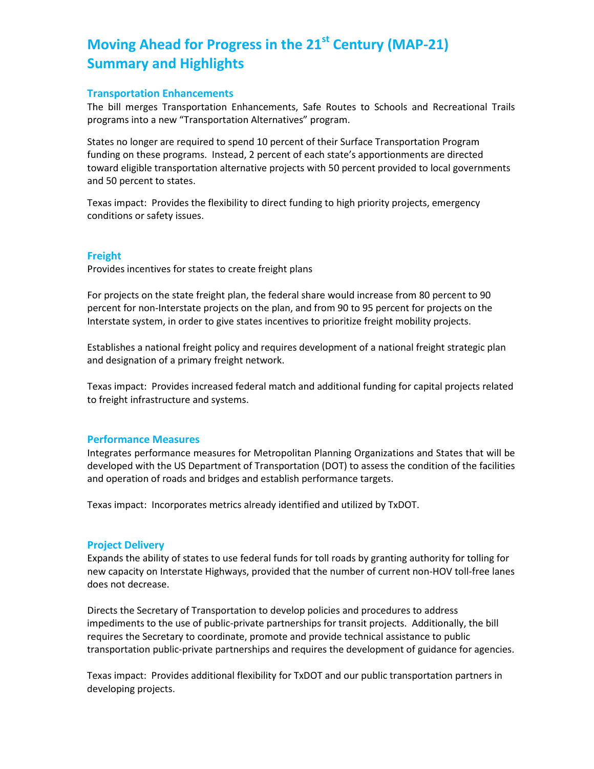# Moving Ahead for Progress in the 21st Century (MAP-21) Summary and Highlights

## Transportation Enhancements

The bill merges Transportation Enhancements, Safe Routes to Schools and Recreational Trails programs into a new "Transportation Alternatives" program.

States no longer are required to spend 10 percent of their Surface Transportation Program funding on these programs. Instead, 2 percent of each state's apportionments are directed toward eligible transportation alternative projects with 50 percent provided to local governments and 50 percent to states.

Texas impact: Provides the flexibility to direct funding to high priority projects, emergency conditions or safety issues.

## Freight

Provides incentives for states to create freight plans

For projects on the state freight plan, the federal share would increase from 80 percent to 90 percent for non-Interstate projects on the plan, and from 90 to 95 percent for projects on the Interstate system, in order to give states incentives to prioritize freight mobility projects.

Establishes a national freight policy and requires development of a national freight strategic plan and designation of a primary freight network.

Texas impact: Provides increased federal match and additional funding for capital projects related to freight infrastructure and systems.

## Performance Measures

Integrates performance measures for Metropolitan Planning Organizations and States that will be developed with the US Department of Transportation (DOT) to assess the condition of the facilities and operation of roads and bridges and establish performance targets.

Texas impact: Incorporates metrics already identified and utilized by TxDOT.

## Project Delivery

Expands the ability of states to use federal funds for toll roads by granting authority for tolling for new capacity on Interstate Highways, provided that the number of current non-HOV toll-free lanes does not decrease.

Directs the Secretary of Transportation to develop policies and procedures to address impediments to the use of public-private partnerships for transit projects. Additionally, the bill requires the Secretary to coordinate, promote and provide technical assistance to public transportation public-private partnerships and requires the development of guidance for agencies.

Texas impact: Provides additional flexibility for TxDOT and our public transportation partners in developing projects.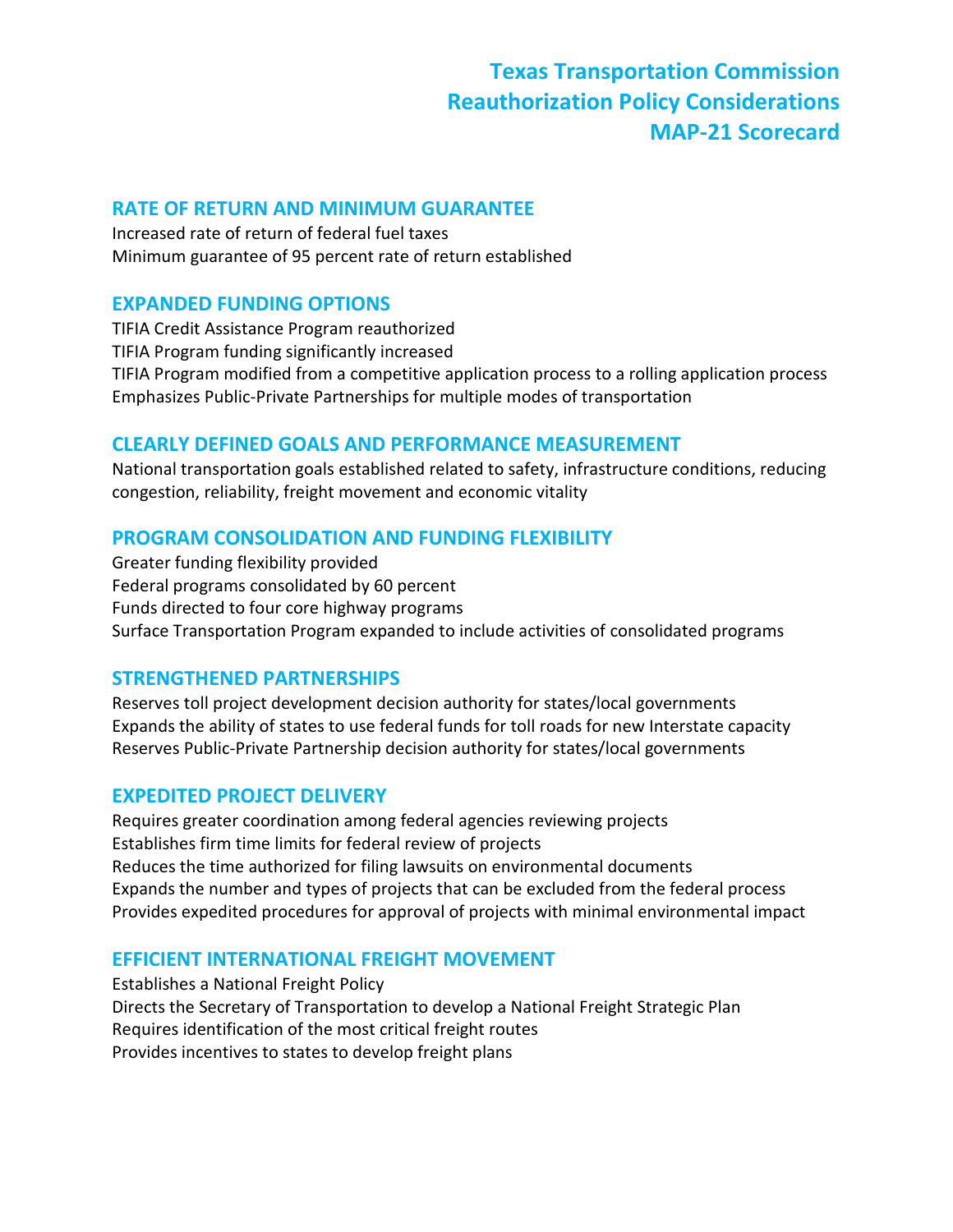# Texas Transportation Commission
# Reauthorization Policy Considerations
# MAP-21 Scorecard

## RATE OF RETURN AND MINIMUM GUARANTEE

Increased rate of return of federal fuel taxes
Minimum guarantee of 95 percent rate of return established

## EXPANDED FUNDING OPTIONS

TIFIA Credit Assistance Program reauthorized
TIFIA Program funding significantly increased
TIFIA Program modified from a competitive application process to a rolling application process
Emphasizes Public-Private Partnerships for multiple modes of transportation

## CLEARLY DEFINED GOALS AND PERFORMANCE MEASUREMENT

National transportation goals established related to safety, infrastructure conditions, reducing congestion, reliability, freight movement and economic vitality

## PROGRAM CONSOLIDATION AND FUNDING FLEXIBILITY

Greater funding flexibility provided
Federal programs consolidated by 60 percent
Funds directed to four core highway programs
Surface Transportation Program expanded to include activities of consolidated programs

## STRENGTHENED PARTNERSHIPS

Reserves toll project development decision authority for states/local governments
Expands the ability of states to use federal funds for toll roads for new Interstate capacity
Reserves Public-Private Partnership decision authority for states/local governments

## EXPEDITED PROJECT DELIVERY

Requires greater coordination among federal agencies reviewing projects
Establishes firm time limits for federal review of projects
Reduces the time authorized for filing lawsuits on environmental documents
Expands the number and types of projects that can be excluded from the federal process
Provides expedited procedures for approval of projects with minimal environmental impact

## EFFICIENT INTERNATIONAL FREIGHT MOVEMENT

Establishes a National Freight Policy
Directs the Secretary of Transportation to develop a National Freight Strategic Plan
Requires identification of the most critical freight routes
Provides incentives to states to develop freight plans